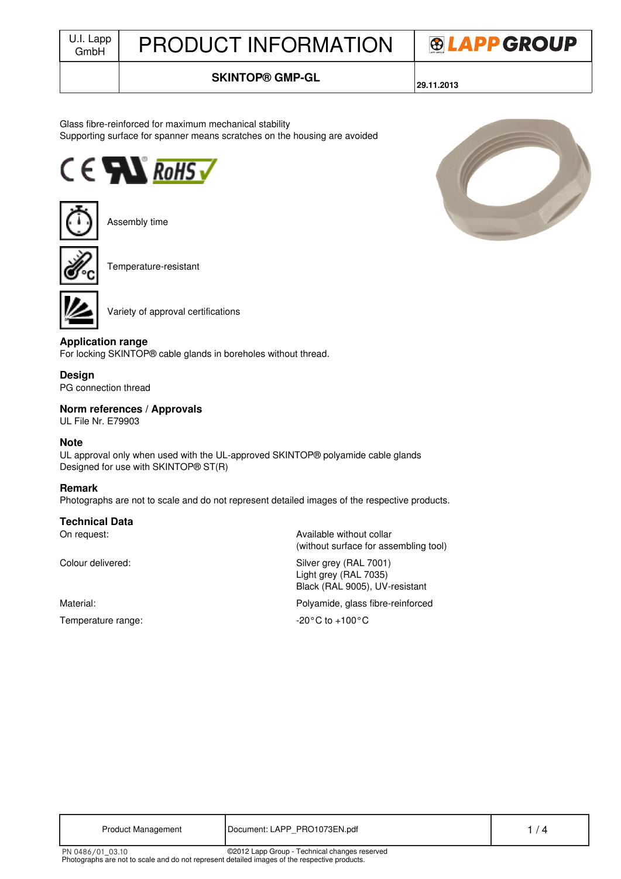# PRODUCT INFORMATION

U.I. Lapp GmbH

**SKINTOP® GMP-GL**

**29.11.2013**

Glass fibre-reinforced for maximum mechanical stability
Supporting surface for spanner means scratches on the housing are avoided

Assembly time

Temperature-resistant

Variety of approval certifications

## Application range

For locking SKINTOP® cable glands in boreholes without thread.

## Design

PG connection thread

## Norm references / Approvals

UL File Nr. E79903

## Note

UL approval only when used with the UL-approved SKINTOP® polyamide cable glands
Designed for use with SKINTOP® ST(R)

## Remark

Photographs are not to scale and do not represent detailed images of the respective products.

## Technical Data

| | |
|---|---|
| On request: | Available without collar (without surface for assembling tool) |
| Colour delivered: | Silver grey (RAL 7001)<br>Light grey (RAL 7035)<br>Black (RAL 9005), UV-resistant |
| Material: | Polyamide, glass fibre-reinforced |
| Temperature range: | -20°C to +100°C |

Product Management | Document: LAPP_PRO1073EN.pdf

PN 0486/01_03.10 ©2012 Lapp Group - Technical changes reserved
Photographs are not to scale and do not represent detailed images of the respective products.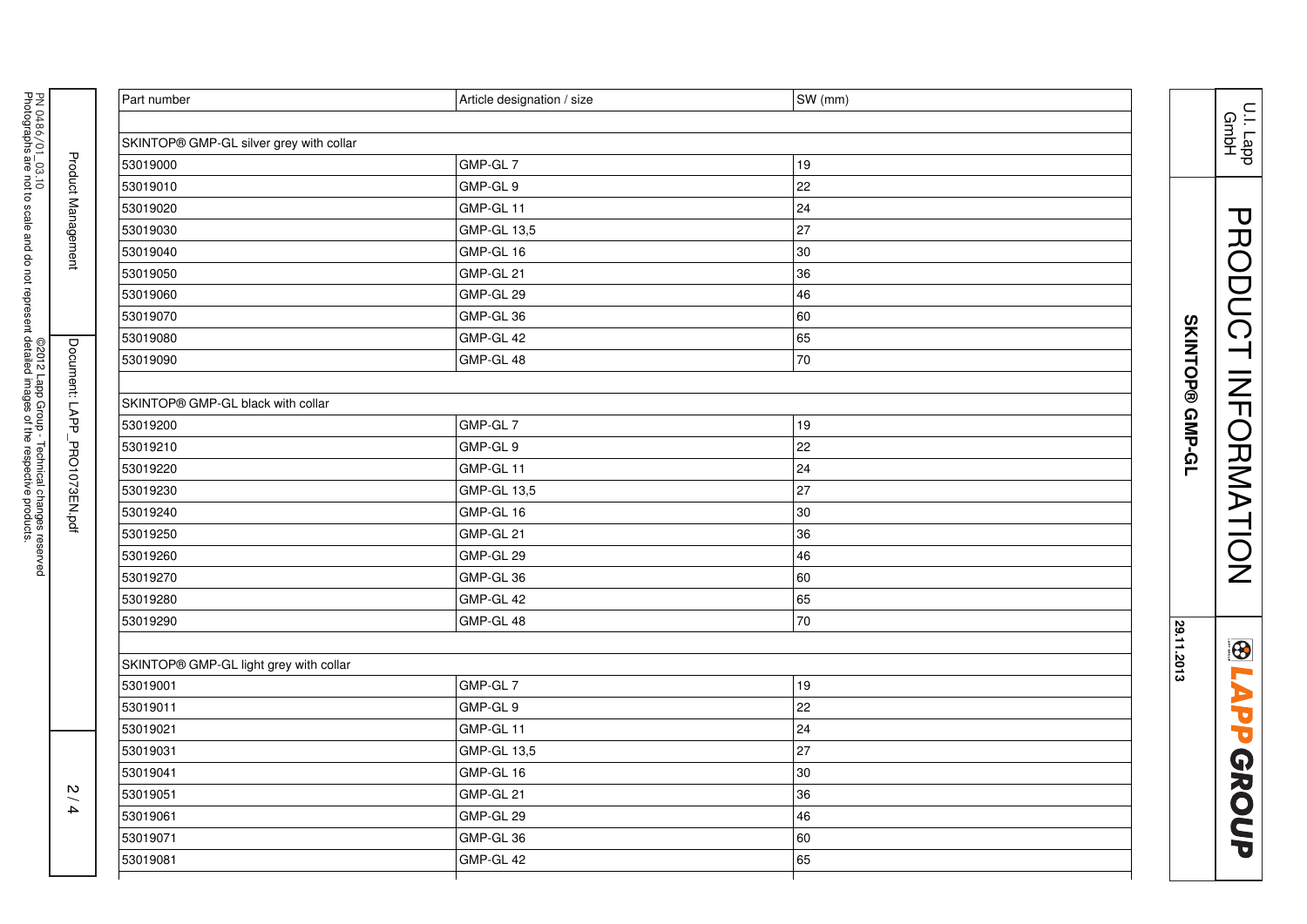| Part number | Article designation / size | SW (mm) |
|---|---|---|
| | | |
| SKINTOP® GMP-GL silver grey with collar | | |
| 53019000 | GMP-GL 7 | 19 |
| 53019010 | GMP-GL 9 | 22 |
| 53019020 | GMP-GL 11 | 24 |
| 53019030 | GMP-GL 13,5 | 27 |
| 53019040 | GMP-GL 16 | 30 |
| 53019050 | GMP-GL 21 | 36 |
| 53019060 | GMP-GL 29 | 46 |
| 53019070 | GMP-GL 36 | 60 |
| 53019080 | GMP-GL 42 | 65 |
| 53019090 | GMP-GL 48 | 70 |
| | | |
| SKINTOP® GMP-GL black with collar | | |
| 53019200 | GMP-GL 7 | 19 |
| 53019210 | GMP-GL 9 | 22 |
| 53019220 | GMP-GL 11 | 24 |
| 53019230 | GMP-GL 13,5 | 27 |
| 53019240 | GMP-GL 16 | 30 |
| 53019250 | GMP-GL 21 | 36 |
| 53019260 | GMP-GL 29 | 46 |
| 53019270 | GMP-GL 36 | 60 |
| 53019280 | GMP-GL 42 | 65 |
| 53019290 | GMP-GL 48 | 70 |
| | | |
| SKINTOP® GMP-GL light grey with collar | | |
| 53019001 | GMP-GL 7 | 19 |
| 53019011 | GMP-GL 9 | 22 |
| 53019021 | GMP-GL 11 | 24 |
| 53019031 | GMP-GL 13,5 | 27 |
| 53019041 | GMP-GL 16 | 30 |
| 53019051 | GMP-GL 21 | 36 |
| 53019061 | GMP-GL 29 | 46 |
| 53019071 | GMP-GL 36 | 60 |
| 53019081 | GMP-GL 42 | 65 |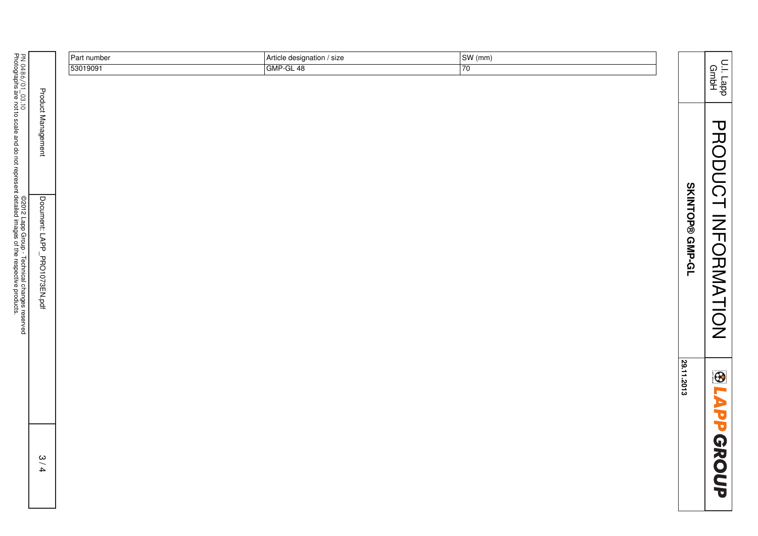| Part number | Article designation / size | SW (mm) |
| --- | --- | --- |
| 53019091 | GMP-GL 48 | 70 |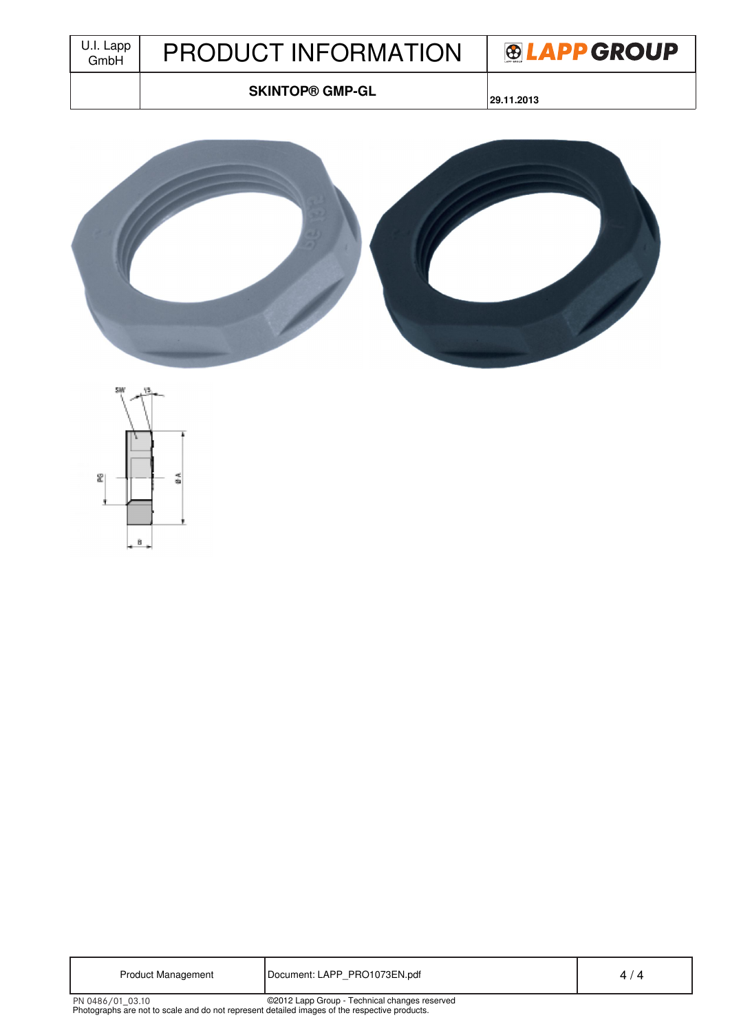SW
15

PG
Ø A
B